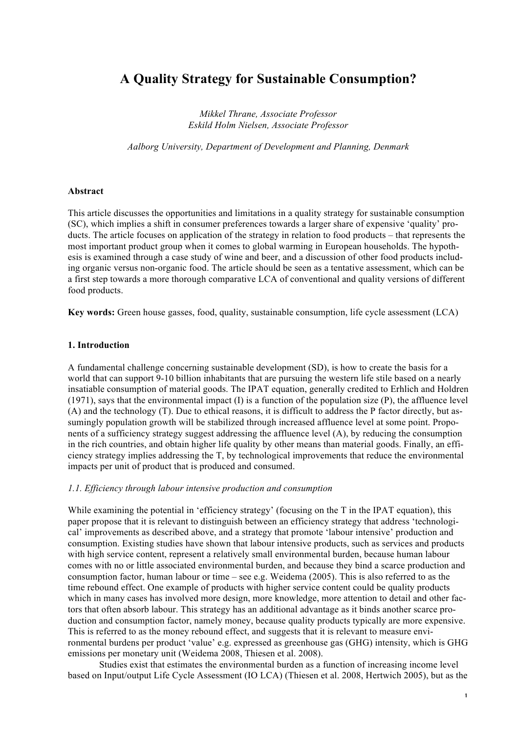# A Quality Strategy for Sustainable Consumption?

*Mikkel Thrane, Associate Professor*
*Eskild Holm Nielsen, Associate Professor*

*Aalborg University, Department of Development and Planning, Denmark*

**Abstract**

This article discusses the opportunities and limitations in a quality strategy for sustainable consumption (SC), which implies a shift in consumer preferences towards a larger share of expensive 'quality' products. The article focuses on application of the strategy in relation to food products – that represents the most important product group when it comes to global warming in European households. The hypothesis is examined through a case study of wine and beer, and a discussion of other food products including organic versus non-organic food. The article should be seen as a tentative assessment, which can be a first step towards a more thorough comparative LCA of conventional and quality versions of different food products.

**Key words:** Green house gasses, food, quality, sustainable consumption, life cycle assessment (LCA)

## 1. Introduction

A fundamental challenge concerning sustainable development (SD), is how to create the basis for a world that can support 9-10 billion inhabitants that are pursuing the western life stile based on a nearly insatiable consumption of material goods. The IPAT equation, generally credited to Erhlich and Holdren (1971), says that the environmental impact (I) is a function of the population size (P), the affluence level (A) and the technology (T). Due to ethical reasons, it is difficult to address the P factor directly, but assumingly population growth will be stabilized through increased affluence level at some point. Proponents of a sufficiency strategy suggest addressing the affluence level (A), by reducing the consumption in the rich countries, and obtain higher life quality by other means than material goods. Finally, an efficiency strategy implies addressing the T, by technological improvements that reduce the environmental impacts per unit of product that is produced and consumed.

### *1.1. Efficiency through labour intensive production and consumption*

While examining the potential in 'efficiency strategy' (focusing on the T in the IPAT equation), this paper propose that it is relevant to distinguish between an efficiency strategy that address 'technological' improvements as described above, and a strategy that promote 'labour intensive' production and consumption. Existing studies have shown that labour intensive products, such as services and products with high service content, represent a relatively small environmental burden, because human labour comes with no or little associated environmental burden, and because they bind a scarce production and consumption factor, human labour or time – see e.g. Weidema (2005). This is also referred to as the time rebound effect. One example of products with higher service content could be quality products which in many cases has involved more design, more knowledge, more attention to detail and other factors that often absorb labour. This strategy has an additional advantage as it binds another scarce production and consumption factor, namely money, because quality products typically are more expensive. This is referred to as the money rebound effect, and suggests that it is relevant to measure environmental burdens per product 'value' e.g. expressed as greenhouse gas (GHG) intensity, which is GHG emissions per monetary unit (Weidema 2008, Thiesen et al. 2008).

Studies exist that estimates the environmental burden as a function of increasing income level based on Input/output Life Cycle Assessment (IO LCA) (Thiesen et al. 2008, Hertwich 2005), but as the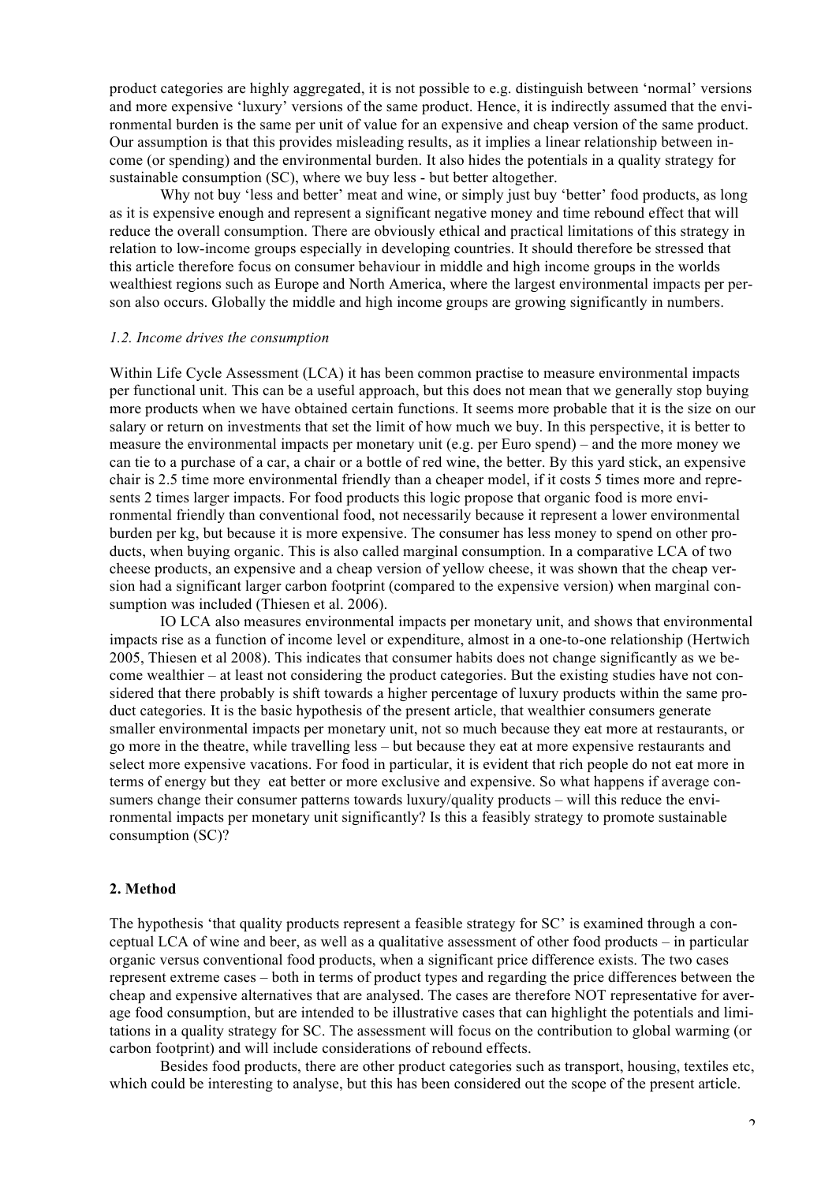product categories are highly aggregated, it is not possible to e.g. distinguish between 'normal' versions and more expensive 'luxury' versions of the same product. Hence, it is indirectly assumed that the environmental burden is the same per unit of value for an expensive and cheap version of the same product. Our assumption is that this provides misleading results, as it implies a linear relationship between income (or spending) and the environmental burden. It also hides the potentials in a quality strategy for sustainable consumption (SC), where we buy less - but better altogether.

Why not buy 'less and better' meat and wine, or simply just buy 'better' food products, as long as it is expensive enough and represent a significant negative money and time rebound effect that will reduce the overall consumption. There are obviously ethical and practical limitations of this strategy in relation to low-income groups especially in developing countries. It should therefore be stressed that this article therefore focus on consumer behaviour in middle and high income groups in the worlds wealthiest regions such as Europe and North America, where the largest environmental impacts per person also occurs. Globally the middle and high income groups are growing significantly in numbers.

### *1.2. Income drives the consumption*

Within Life Cycle Assessment (LCA) it has been common practise to measure environmental impacts per functional unit. This can be a useful approach, but this does not mean that we generally stop buying more products when we have obtained certain functions. It seems more probable that it is the size on our salary or return on investments that set the limit of how much we buy. In this perspective, it is better to measure the environmental impacts per monetary unit (e.g. per Euro spend) – and the more money we can tie to a purchase of a car, a chair or a bottle of red wine, the better. By this yard stick, an expensive chair is 2.5 time more environmental friendly than a cheaper model, if it costs 5 times more and represents 2 times larger impacts. For food products this logic propose that organic food is more environmental friendly than conventional food, not necessarily because it represent a lower environmental burden per kg, but because it is more expensive. The consumer has less money to spend on other products, when buying organic. This is also called marginal consumption. In a comparative LCA of two cheese products, an expensive and a cheap version of yellow cheese, it was shown that the cheap version had a significant larger carbon footprint (compared to the expensive version) when marginal consumption was included (Thiesen et al. 2006).

IO LCA also measures environmental impacts per monetary unit, and shows that environmental impacts rise as a function of income level or expenditure, almost in a one-to-one relationship (Hertwich 2005, Thiesen et al 2008). This indicates that consumer habits does not change significantly as we become wealthier – at least not considering the product categories. But the existing studies have not considered that there probably is shift towards a higher percentage of luxury products within the same product categories. It is the basic hypothesis of the present article, that wealthier consumers generate smaller environmental impacts per monetary unit, not so much because they eat more at restaurants, or go more in the theatre, while travelling less – but because they eat at more expensive restaurants and select more expensive vacations. For food in particular, it is evident that rich people do not eat more in terms of energy but they eat better or more exclusive and expensive. So what happens if average consumers change their consumer patterns towards luxury/quality products – will this reduce the environmental impacts per monetary unit significantly? Is this a feasibly strategy to promote sustainable consumption (SC)?

## 2. Method

The hypothesis 'that quality products represent a feasible strategy for SC' is examined through a conceptual LCA of wine and beer, as well as a qualitative assessment of other food products – in particular organic versus conventional food products, when a significant price difference exists. The two cases represent extreme cases – both in terms of product types and regarding the price differences between the cheap and expensive alternatives that are analysed. The cases are therefore NOT representative for average food consumption, but are intended to be illustrative cases that can highlight the potentials and limitations in a quality strategy for SC. The assessment will focus on the contribution to global warming (or carbon footprint) and will include considerations of rebound effects.

Besides food products, there are other product categories such as transport, housing, textiles etc, which could be interesting to analyse, but this has been considered out the scope of the present article.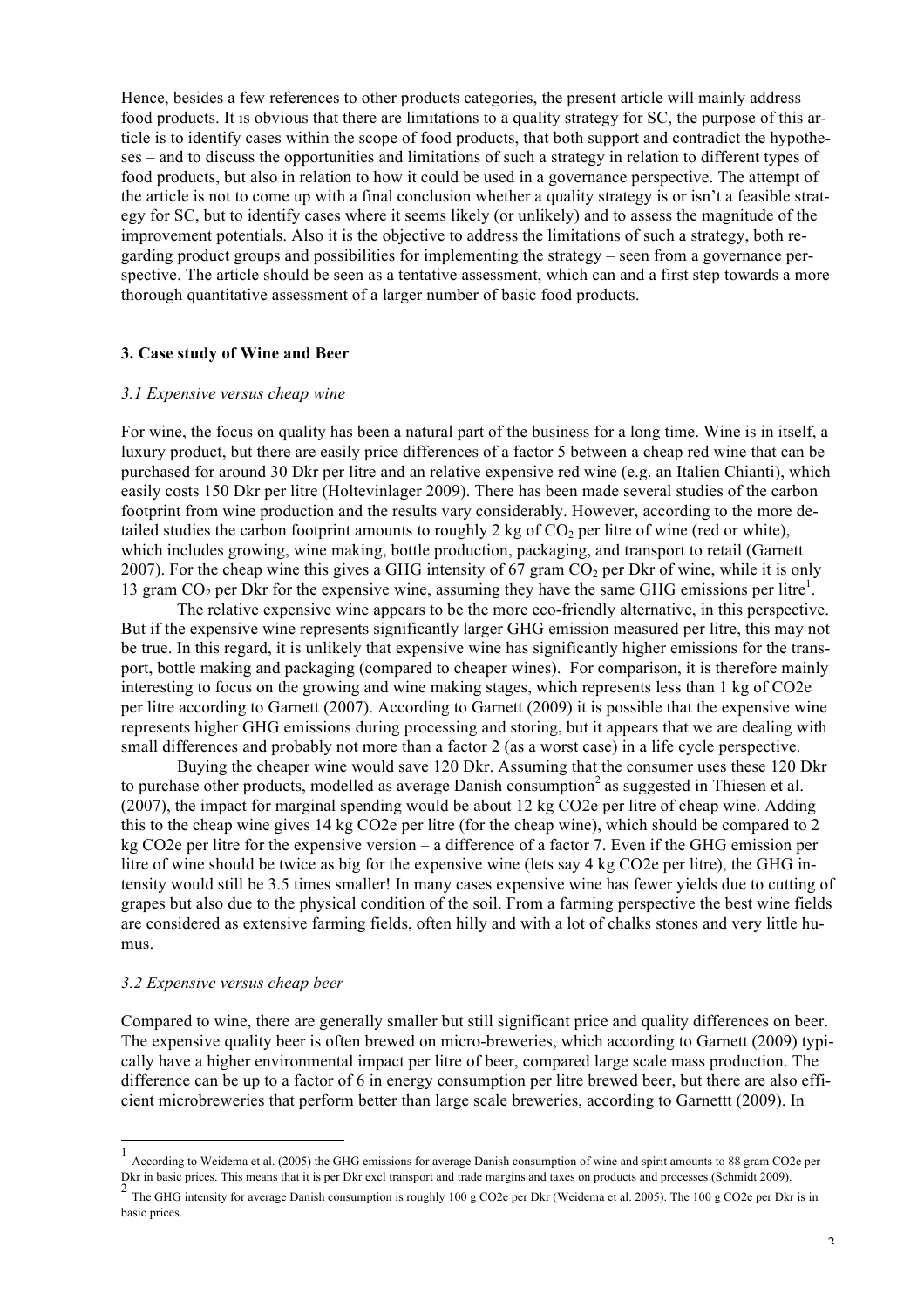Hence, besides a few references to other products categories, the present article will mainly address food products. It is obvious that there are limitations to a quality strategy for SC, the purpose of this article is to identify cases within the scope of food products, that both support and contradict the hypotheses – and to discuss the opportunities and limitations of such a strategy in relation to different types of food products, but also in relation to how it could be used in a governance perspective. The attempt of the article is not to come up with a final conclusion whether a quality strategy is or isn't a feasible strategy for SC, but to identify cases where it seems likely (or unlikely) and to assess the magnitude of the improvement potentials. Also it is the objective to address the limitations of such a strategy, both regarding product groups and possibilities for implementing the strategy – seen from a governance perspective. The article should be seen as a tentative assessment, which can and a first step towards a more thorough quantitative assessment of a larger number of basic food products.

### 3. Case study of Wine and Beer

#### *3.1 Expensive versus cheap wine*

For wine, the focus on quality has been a natural part of the business for a long time. Wine is in itself, a luxury product, but there are easily price differences of a factor 5 between a cheap red wine that can be purchased for around 30 Dkr per litre and an relative expensive red wine (e.g. an Italien Chianti), which easily costs 150 Dkr per litre (Holtevinlager 2009). There has been made several studies of the carbon footprint from wine production and the results vary considerably. However, according to the more detailed studies the carbon footprint amounts to roughly 2 kg of $CO_2$ per litre of wine (red or white), which includes growing, wine making, bottle production, packaging, and transport to retail (Garnett 2007). For the cheap wine this gives a GHG intensity of 67 gram $CO_2$ per Dkr of wine, while it is only 13 gram $CO_2$ per Dkr for the expensive wine, assuming they have the same GHG emissions per litre[1].

The relative expensive wine appears to be the more eco-friendly alternative, in this perspective. But if the expensive wine represents significantly larger GHG emission measured per litre, this may not be true. In this regard, it is unlikely that expensive wine has significantly higher emissions for the transport, bottle making and packaging (compared to cheaper wines). For comparison, it is therefore mainly interesting to focus on the growing and wine making stages, which represents less than 1 kg of CO2e per litre according to Garnett (2007). According to Garnett (2009) it is possible that the expensive wine represents higher GHG emissions during processing and storing, but it appears that we are dealing with small differences and probably not more than a factor 2 (as a worst case) in a life cycle perspective.

Buying the cheaper wine would save 120 Dkr. Assuming that the consumer uses these 120 Dkr to purchase other products, modelled as average Danish consumption[2] as suggested in Thiesen et al. (2007), the impact for marginal spending would be about 12 kg CO2e per litre of cheap wine. Adding this to the cheap wine gives 14 kg CO2e per litre (for the cheap wine), which should be compared to 2 kg CO2e per litre for the expensive version – a difference of a factor 7. Even if the GHG emission per litre of wine should be twice as big for the expensive wine (lets say 4 kg CO2e per litre), the GHG intensity would still be 3.5 times smaller! In many cases expensive wine has fewer yields due to cutting of grapes but also due to the physical condition of the soil. From a farming perspective the best wine fields are considered as extensive farming fields, often hilly and with a lot of chalks stones and very little humus.

#### *3.2 Expensive versus cheap beer*

Compared to wine, there are generally smaller but still significant price and quality differences on beer. The expensive quality beer is often brewed on micro-breweries, which according to Garnett (2009) typically have a higher environmental impact per litre of beer, compared large scale mass production. The difference can be up to a factor of 6 in energy consumption per litre brewed beer, but there are also efficient microbreweries that perform better than large scale breweries, according to Garnettt (2009). In

---

[1] According to Weidema et al. (2005) the GHG emissions for average Danish consumption of wine and spirit amounts to 88 gram CO2e per Dkr in basic prices. This means that it is per Dkr excl transport and trade margins and taxes on products and processes (Schmidt 2009).

[2] The GHG intensity for average Danish consumption is roughly 100 g CO2e per Dkr (Weidema et al. 2005). The 100 g CO2e per Dkr is in basic prices.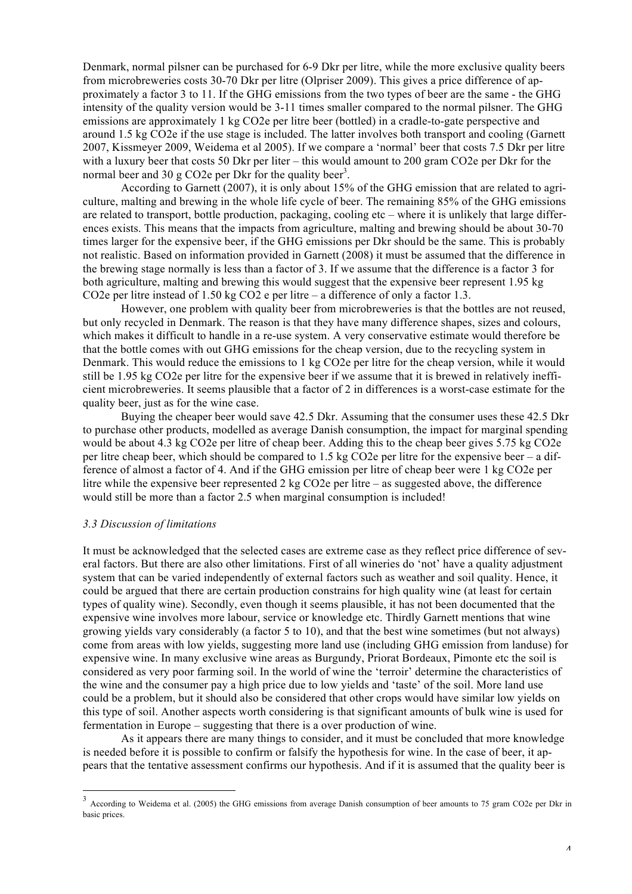Denmark, normal pilsner can be purchased for 6-9 Dkr per litre, while the more exclusive quality beers from microbreweries costs 30-70 Dkr per litre (Olpriser 2009). This gives a price difference of approximately a factor 3 to 11. If the GHG emissions from the two types of beer are the same - the GHG intensity of the quality version would be 3-11 times smaller compared to the normal pilsner. The GHG emissions are approximately 1 kg CO2e per litre beer (bottled) in a cradle-to-gate perspective and around 1.5 kg CO2e if the use stage is included. The latter involves both transport and cooling (Garnett 2007, Kissmeyer 2009, Weidema et al 2005). If we compare a 'normal' beer that costs 7.5 Dkr per litre with a luxury beer that costs 50 Dkr per liter – this would amount to 200 gram CO2e per Dkr for the normal beer and 30 g CO2e per Dkr for the quality beer[3].

According to Garnett (2007), it is only about 15% of the GHG emission that are related to agriculture, malting and brewing in the whole life cycle of beer. The remaining 85% of the GHG emissions are related to transport, bottle production, packaging, cooling etc – where it is unlikely that large differences exists. This means that the impacts from agriculture, malting and brewing should be about 30-70 times larger for the expensive beer, if the GHG emissions per Dkr should be the same. This is probably not realistic. Based on information provided in Garnett (2008) it must be assumed that the difference in the brewing stage normally is less than a factor of 3. If we assume that the difference is a factor 3 for both agriculture, malting and brewing this would suggest that the expensive beer represent 1.95 kg CO2e per litre instead of 1.50 kg CO2 e per litre – a difference of only a factor 1.3.

However, one problem with quality beer from microbreweries is that the bottles are not reused, but only recycled in Denmark. The reason is that they have many difference shapes, sizes and colours, which makes it difficult to handle in a re-use system. A very conservative estimate would therefore be that the bottle comes with out GHG emissions for the cheap version, due to the recycling system in Denmark. This would reduce the emissions to 1 kg CO2e per litre for the cheap version, while it would still be 1.95 kg CO2e per litre for the expensive beer if we assume that it is brewed in relatively inefficient microbreweries. It seems plausible that a factor of 2 in differences is a worst-case estimate for the quality beer, just as for the wine case.

Buying the cheaper beer would save 42.5 Dkr. Assuming that the consumer uses these 42.5 Dkr to purchase other products, modelled as average Danish consumption, the impact for marginal spending would be about 4.3 kg CO2e per litre of cheap beer. Adding this to the cheap beer gives 5.75 kg CO2e per litre cheap beer, which should be compared to 1.5 kg CO2e per litre for the expensive beer – a difference of almost a factor of 4. And if the GHG emission per litre of cheap beer were 1 kg CO2e per litre while the expensive beer represented 2 kg CO2e per litre – as suggested above, the difference would still be more than a factor 2.5 when marginal consumption is included!

### *3.3 Discussion of limitations*

It must be acknowledged that the selected cases are extreme case as they reflect price difference of several factors. But there are also other limitations. First of all wineries do 'not' have a quality adjustment system that can be varied independently of external factors such as weather and soil quality. Hence, it could be argued that there are certain production constrains for high quality wine (at least for certain types of quality wine). Secondly, even though it seems plausible, it has not been documented that the expensive wine involves more labour, service or knowledge etc. Thirdly Garnett mentions that wine growing yields vary considerably (a factor 5 to 10), and that the best wine sometimes (but not always) come from areas with low yields, suggesting more land use (including GHG emission from landuse) for expensive wine. In many exclusive wine areas as Burgundy, Priorat Bordeaux, Pimonte etc the soil is considered as very poor farming soil. In the world of wine the 'terroir' determine the characteristics of the wine and the consumer pay a high price due to low yields and 'taste' of the soil. More land use could be a problem, but it should also be considered that other crops would have similar low yields on this type of soil. Another aspects worth considering is that significant amounts of bulk wine is used for fermentation in Europe – suggesting that there is a over production of wine.

As it appears there are many things to consider, and it must be concluded that more knowledge is needed before it is possible to confirm or falsify the hypothesis for wine. In the case of beer, it appears that the tentative assessment confirms our hypothesis. And if it is assumed that the quality beer is

[3] According to Weidema et al. (2005) the GHG emissions from average Danish consumption of beer amounts to 75 gram CO2e per Dkr in basic prices.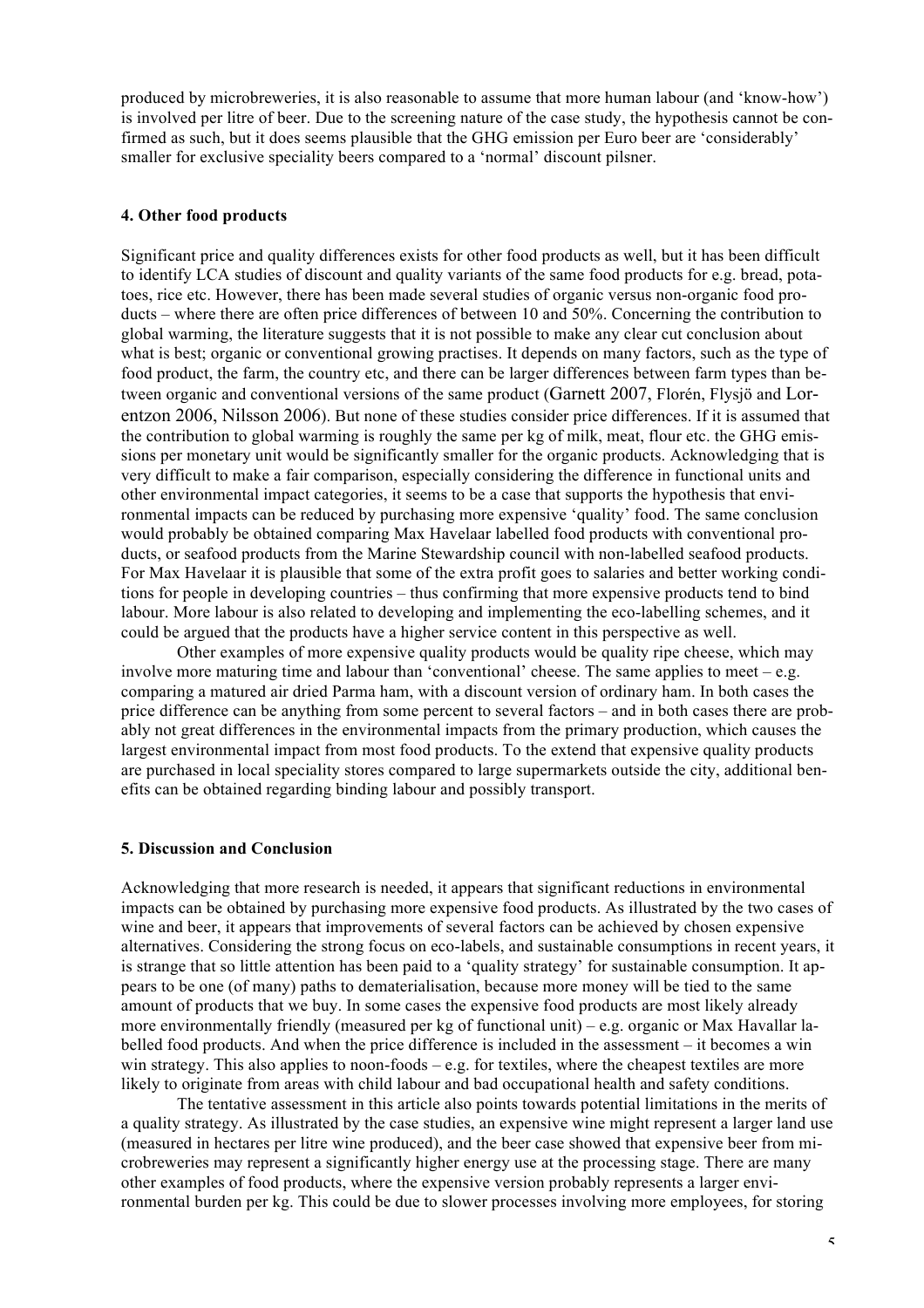produced by microbreweries, it is also reasonable to assume that more human labour (and 'know-how') is involved per litre of beer. Due to the screening nature of the case study, the hypothesis cannot be confirmed as such, but it does seems plausible that the GHG emission per Euro beer are 'considerably' smaller for exclusive speciality beers compared to a 'normal' discount pilsner.

**4. Other food products**

Significant price and quality differences exists for other food products as well, but it has been difficult to identify LCA studies of discount and quality variants of the same food products for e.g. bread, potatoes, rice etc. However, there has been made several studies of organic versus non-organic food products – where there are often price differences of between 10 and 50%. Concerning the contribution to global warming, the literature suggests that it is not possible to make any clear cut conclusion about what is best; organic or conventional growing practises. It depends on many factors, such as the type of food product, the farm, the country etc, and there can be larger differences between farm types than between organic and conventional versions of the same product (Garnett 2007, Florén, Flysjö and Lorentzon 2006, Nilsson 2006). But none of these studies consider price differences. If it is assumed that the contribution to global warming is roughly the same per kg of milk, meat, flour etc. the GHG emissions per monetary unit would be significantly smaller for the organic products. Acknowledging that is very difficult to make a fair comparison, especially considering the difference in functional units and other environmental impact categories, it seems to be a case that supports the hypothesis that environmental impacts can be reduced by purchasing more expensive 'quality' food. The same conclusion would probably be obtained comparing Max Havelaar labelled food products with conventional products, or seafood products from the Marine Stewardship council with non-labelled seafood products. For Max Havelaar it is plausible that some of the extra profit goes to salaries and better working conditions for people in developing countries – thus confirming that more expensive products tend to bind labour. More labour is also related to developing and implementing the eco-labelling schemes, and it could be argued that the products have a higher service content in this perspective as well.

Other examples of more expensive quality products would be quality ripe cheese, which may involve more maturing time and labour than 'conventional' cheese. The same applies to meet – e.g. comparing a matured air dried Parma ham, with a discount version of ordinary ham. In both cases the price difference can be anything from some percent to several factors – and in both cases there are probably not great differences in the environmental impacts from the primary production, which causes the largest environmental impact from most food products. To the extend that expensive quality products are purchased in local speciality stores compared to large supermarkets outside the city, additional benefits can be obtained regarding binding labour and possibly transport.

**5. Discussion and Conclusion**

Acknowledging that more research is needed, it appears that significant reductions in environmental impacts can be obtained by purchasing more expensive food products. As illustrated by the two cases of wine and beer, it appears that improvements of several factors can be achieved by chosen expensive alternatives. Considering the strong focus on eco-labels, and sustainable consumptions in recent years, it is strange that so little attention has been paid to a 'quality strategy' for sustainable consumption. It appears to be one (of many) paths to dematerialisation, because more money will be tied to the same amount of products that we buy. In some cases the expensive food products are most likely already more environmentally friendly (measured per kg of functional unit) – e.g. organic or Max Havallar labelled food products. And when the price difference is included in the assessment – it becomes a win win strategy. This also applies to noon-foods – e.g. for textiles, where the cheapest textiles are more likely to originate from areas with child labour and bad occupational health and safety conditions.

The tentative assessment in this article also points towards potential limitations in the merits of a quality strategy. As illustrated by the case studies, an expensive wine might represent a larger land use (measured in hectares per litre wine produced), and the beer case showed that expensive beer from microbreweries may represent a significantly higher energy use at the processing stage. There are many other examples of food products, where the expensive version probably represents a larger environmental burden per kg. This could be due to slower processes involving more employees, for storing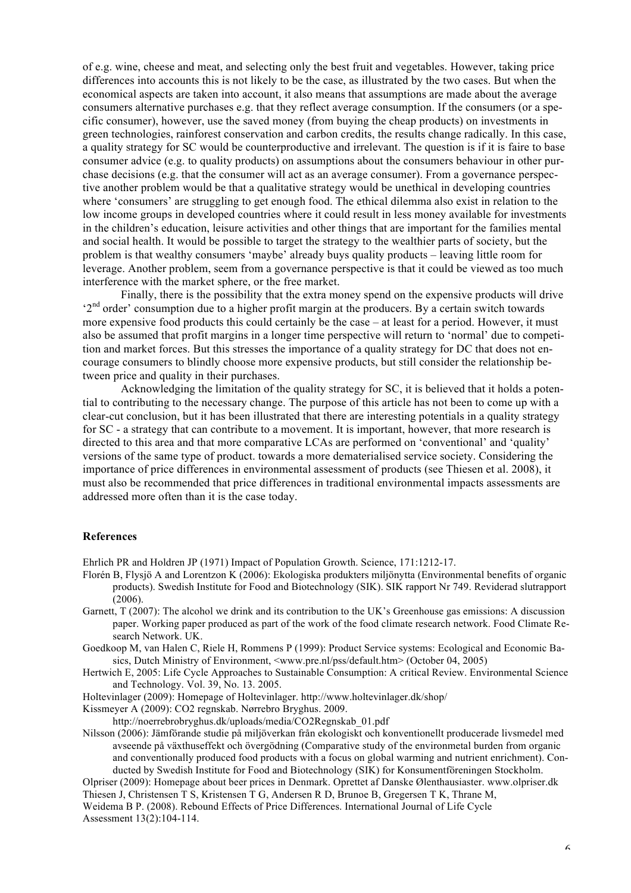of e.g. wine, cheese and meat, and selecting only the best fruit and vegetables. However, taking price differences into accounts this is not likely to be the case, as illustrated by the two cases. But when the economical aspects are taken into account, it also means that assumptions are made about the average consumers alternative purchases e.g. that they reflect average consumption. If the consumers (or a specific consumer), however, use the saved money (from buying the cheap products) on investments in green technologies, rainforest conservation and carbon credits, the results change radically. In this case, a quality strategy for SC would be counterproductive and irrelevant. The question is if it is faire to base consumer advice (e.g. to quality products) on assumptions about the consumers behaviour in other purchase decisions (e.g. that the consumer will act as an average consumer). From a governance perspective another problem would be that a qualitative strategy would be unethical in developing countries where 'consumers' are struggling to get enough food. The ethical dilemma also exist in relation to the low income groups in developed countries where it could result in less money available for investments in the children's education, leisure activities and other things that are important for the families mental and social health. It would be possible to target the strategy to the wealthier parts of society, but the problem is that wealthy consumers 'maybe' already buys quality products – leaving little room for leverage. Another problem, seem from a governance perspective is that it could be viewed as too much interference with the market sphere, or the free market.

Finally, there is the possibility that the extra money spend on the expensive products will drive '2nd order' consumption due to a higher profit margin at the producers. By a certain switch towards more expensive food products this could certainly be the case – at least for a period. However, it must also be assumed that profit margins in a longer time perspective will return to 'normal' due to competition and market forces. But this stresses the importance of a quality strategy for DC that does not encourage consumers to blindly choose more expensive products, but still consider the relationship between price and quality in their purchases.

Acknowledging the limitation of the quality strategy for SC, it is believed that it holds a potential to contributing to the necessary change. The purpose of this article has not been to come up with a clear-cut conclusion, but it has been illustrated that there are interesting potentials in a quality strategy for SC - a strategy that can contribute to a movement. It is important, however, that more research is directed to this area and that more comparative LCAs are performed on 'conventional' and 'quality' versions of the same type of product. towards a more dematerialised service society. Considering the importance of price differences in environmental assessment of products (see Thiesen et al. 2008), it must also be recommended that price differences in traditional environmental impacts assessments are addressed more often than it is the case today.

## References

Ehrlich PR and Holdren JP (1971) Impact of Population Growth. Science, 171:1212-17.

Florén B, Flysjö A and Lorentzon K (2006): Ekologiska produkters miljönytta (Environmental benefits of organic products). Swedish Institute for Food and Biotechnology (SIK). SIK rapport Nr 749. Reviderad slutrapport (2006).

Garnett, T (2007): The alcohol we drink and its contribution to the UK's Greenhouse gas emissions: A discussion paper. Working paper produced as part of the work of the food climate research network. Food Climate Research Network. UK.

Goedkoop M, van Halen C, Riele H, Rommens P (1999): Product Service systems: Ecological and Economic Basics, Dutch Ministry of Environment, <www.pre.nl/pss/default.htm> (October 04, 2005)

Hertwich E, 2005: Life Cycle Approaches to Sustainable Consumption: A critical Review. Environmental Science and Technology. Vol. 39, No. 13. 2005.

Holtevinlager (2009): Homepage of Holtevinlager. http://www.holtevinlager.dk/shop/

Kissmeyer A (2009): CO2 regnskab. Nørrebro Bryghus. 2009. http://noerrebrobryghus.dk/uploads/media/CO2Regnskab_01.pdf

Nilsson (2006): Jämförande studie på miljöverkan från ekologiskt och konventionellt producerade livsmedel med avseende på växthuseffekt och övergödning (Comparative study of the environmetal burden from organic and conventionally produced food products with a focus on global warming and nutrient enrichment). Conducted by Swedish Institute for Food and Biotechnology (SIK) for Konsumentföreningen Stockholm.

Olpriser (2009): Homepage about beer prices in Denmark. Oprettet af Danske Ølenthausiaster. www.olpriser.dk

Thiesen J, Christensen T S, Kristensen T G, Andersen R D, Brunoe B, Gregersen T K, Thrane M, Weidema B P. (2008). Rebound Effects of Price Differences. International Journal of Life Cycle Assessment 13(2):104-114.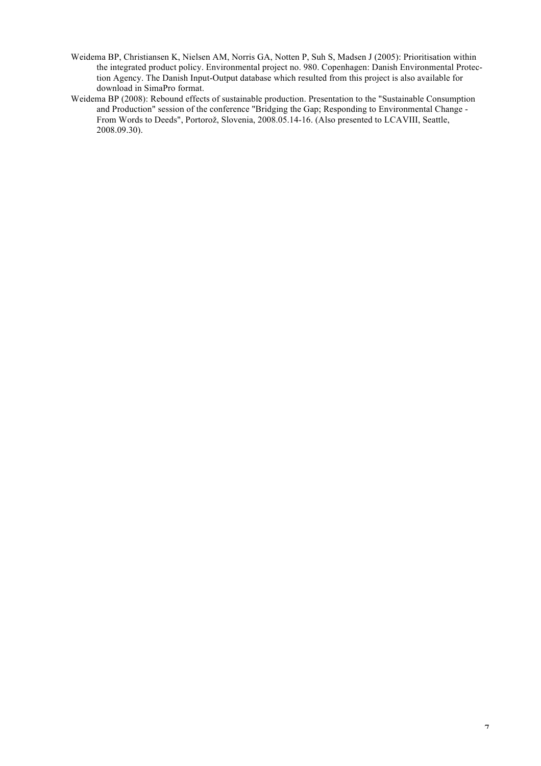Weidema BP, Christiansen K, Nielsen AM, Norris GA, Notten P, Suh S, Madsen J (2005): Prioritisation within the integrated product policy. Environmental project no. 980. Copenhagen: Danish Environmental Protection Agency. The Danish Input-Output database which resulted from this project is also available for download in SimaPro format.

Weidema BP (2008): Rebound effects of sustainable production. Presentation to the "Sustainable Consumption and Production" session of the conference "Bridging the Gap; Responding to Environmental Change - From Words to Deeds", Portorož, Slovenia, 2008.05.14-16. (Also presented to LCAVIII, Seattle, 2008.09.30).